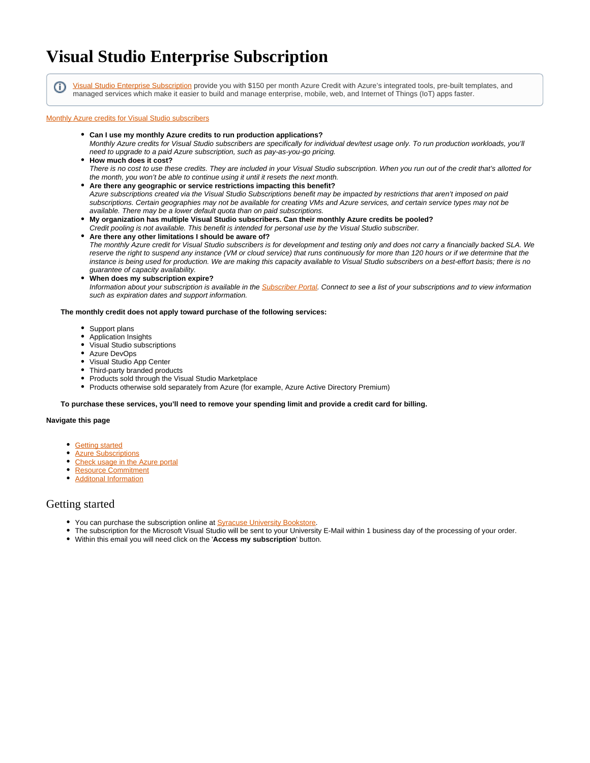# Visual Study Enterprise Subscription

> Visual Studio Enterprise Subscription provide you with $150 per month Azure Credit with Azure's integrated tools, pre-built templates, and managed services which make it easier to build and manage enterprise, mobile, web, and Internet of Things (IoT) apps faster.

Monthly Azure credits for Visual Studio subscribers

- **Can I use my monthly Azure credits to run production applications?**
  *Monthly Azure credits for Visual Studio subscribers are specifically for individual dev/test usage only. To run production workloads, you'll need to upgrade to a paid Azure subscription, such as pay-as-you-go pricing.*
- **How much does it cost?**
  *There is no cost to use these credits. They are included in your Visual Studio subscription. When you run out of the credit that's allotted for the month, you won't be able to continue using it until it resets the next month.*
- **Are there any geographic or service restrictions impacting this benefit?**
  *Azure subscriptions created via the Visual Studio Subscriptions benefit may be impacted by restrictions that aren't imposed on paid subscriptions. Certain geographies may not be available for creating VMs and Azure services, and certain service types may not be available. There may be a lower default quota than on paid subscriptions.*
- **My organization has multiple Visual Studio subscribers. Can their monthly Azure credits be pooled?**
  *Credit pooling is not available. This benefit is intended for personal use by the Visual Studio subscriber.*
- **Are there any other limitations I should be aware of?**
  *The monthly Azure credit for Visual Studio subscribers is for development and testing only and does not carry a financially backed SLA. We reserve the right to suspend any instance (VM or cloud service) that runs continuously for more than 120 hours or if we determine that the instance is being used for production. We are making this capacity available to Visual Studio subscribers on a best-effort basis; there is no guarantee of capacity availability.*
- **When does my subscription expire?**
  *Information about your subscription is available in the Subscriber Portal. Connect to see a list of your subscriptions and to view information such as expiration dates and support information.*

**The monthly credit does not apply toward purchase of the following services:**

- Support plans
- Application Insights
- Visual Studio subscriptions
- Azure DevOps
- Visual Studio App Center
- Third-party branded products
- Products sold through the Visual Studio Marketplace
- Products otherwise sold separately from Azure (for example, Azure Active Directory Premium)

**To purchase these services, you'll need to remove your spending limit and provide a credit card for billing.**

**Navigate this page**

- Getting started
- Azure Subscriptions
- Check usage in the Azure portal
- Resource Commitment
- Additonal Information

## Getting started

- You can purchase the subscription online at Syracuse University Bookstore.
- The subscription for the Microsoft Visual Studio will be sent to your University E-Mail within 1 business day of the processing of your order.
- Within this email you will need click on the '**Access my subscription**' button.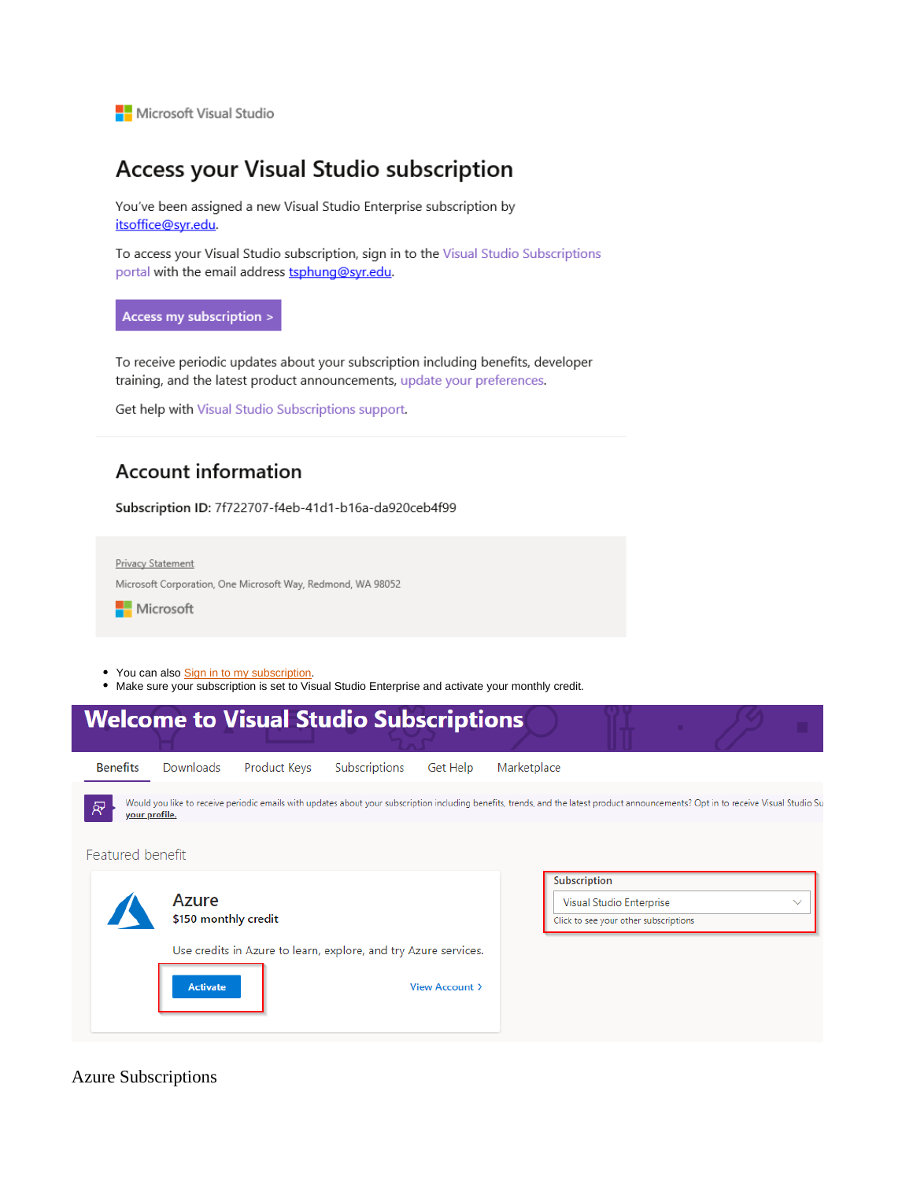Microsoft Visual Studio

# Access your Visual Studio subscription

You've been assigned a new Visual Studio Enterprise subscription by itsoffice@syr.edu.

To access your Visual Studio subscription, sign in to the Visual Studio Subscriptions portal with the email address tsphung@syr.edu.

Access my subscription >

To receive periodic updates about your subscription including benefits, developer training, and the latest product announcements, update your preferences.

Get help with Visual Studio Subscriptions support.

## Account information

**Subscription ID:** 7f722707-f4eb-41d1-b16a-da920ceb4f99

Privacy Statement

Microsoft Corporation, One Microsoft Way, Redmond, WA 98052

Microsoft

- You can also Sign in to my subscription.
- Make sure your subscription is set to Visual Studio Enterprise and activate your monthly credit.

# Welcome to Visual Studio Subscriptions

Benefits | Downloads | Product Keys | Subscriptions | Get Help | Marketplace

Would you like to receive periodic emails with updates about your subscription including benefits, trends, and the latest product announcements? Opt in to receive Visual Studio Su **your profile.**

Featured benefit

**Azure**
$150 monthly credit

Use credits in Azure to learn, explore, and try Azure services.

Activate | View Account >

Subscription
Visual Studio Enterprise
Click to see your other subscriptions

Azure Subscriptions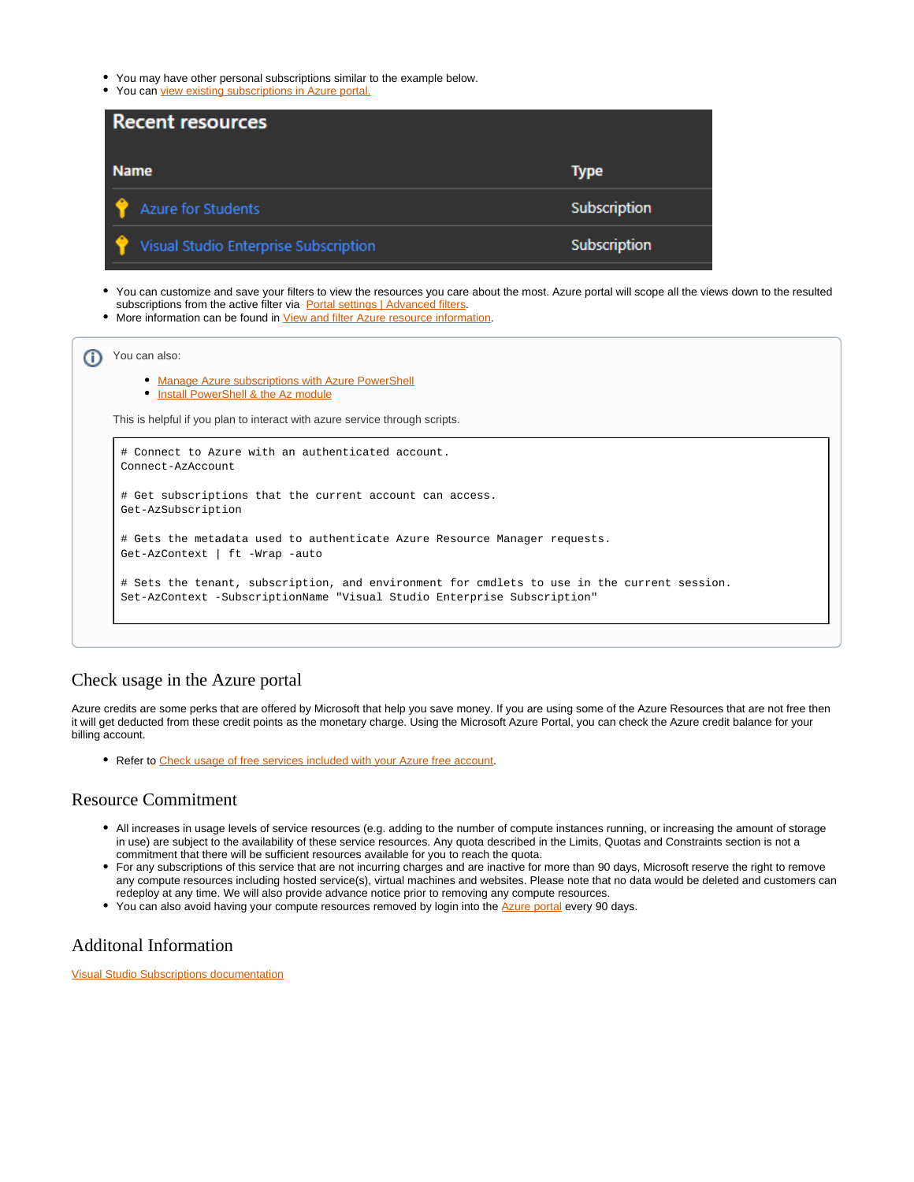- You may have other personal subscriptions similar to the example below.
- You can view existing subscriptions in Azure portal.

**Recent resources**

| Name | Type |
| --- | --- |
| Azure for Students | Subscription |
| Visual Studio Enterprise Subscription | Subscription |

- You can customize and save your filters to view the resources you care about the most. Azure portal will scope all the views down to the resulted subscriptions from the active filter via Portal settings | Advanced filters.
- More information can be found in View and filter Azure resource information.

> You can also:
>
> - Manage Azure subscriptions with Azure PowerShell
> - Install PowerShell & the Az module
>
> This is helpful if you plan to interact with azure service through scripts.

```
# Connect to Azure with an authenticated account.
Connect-AzAccount

# Get subscriptions that the current account can access.
Get-AzSubscription

# Gets the metadata used to authenticate Azure Resource Manager requests.
Get-AzContext | ft -Wrap -auto

# Sets the tenant, subscription, and environment for cmdlets to use in the current session.
Set-AzContext -SubscriptionName "Visual Studio Enterprise Subscription"
```

## Check usage in the Azure portal

Azure credits are some perks that are offered by Microsoft that help you save money. If you are using some of the Azure Resources that are not free then it will get deducted from these credit points as the monetary charge. Using the Microsoft Azure Portal, you can check the Azure credit balance for your billing account.

- Refer to Check usage of free services included with your Azure free account.

## Resource Commitment

- All increases in usage levels of service resources (e.g. adding to the number of compute instances running, or increasing the amount of storage in use) are subject to the availability of these service resources. Any quota described in the Limits, Quotas and Constraints section is not a commitment that there will be sufficient resources available for you to reach the quota.
- For any subscriptions of this service that are not incurring charges and are inactive for more than 90 days, Microsoft reserve the right to remove any compute resources including hosted service(s), virtual machines and websites. Please note that no data would be deleted and customers can redeploy at any time. We will also provide advance notice prior to removing any compute resources.
- You can also avoid having your compute resources removed by login into the Azure portal every 90 days.

## Additonal Information

Visual Studio Subscriptions documentation